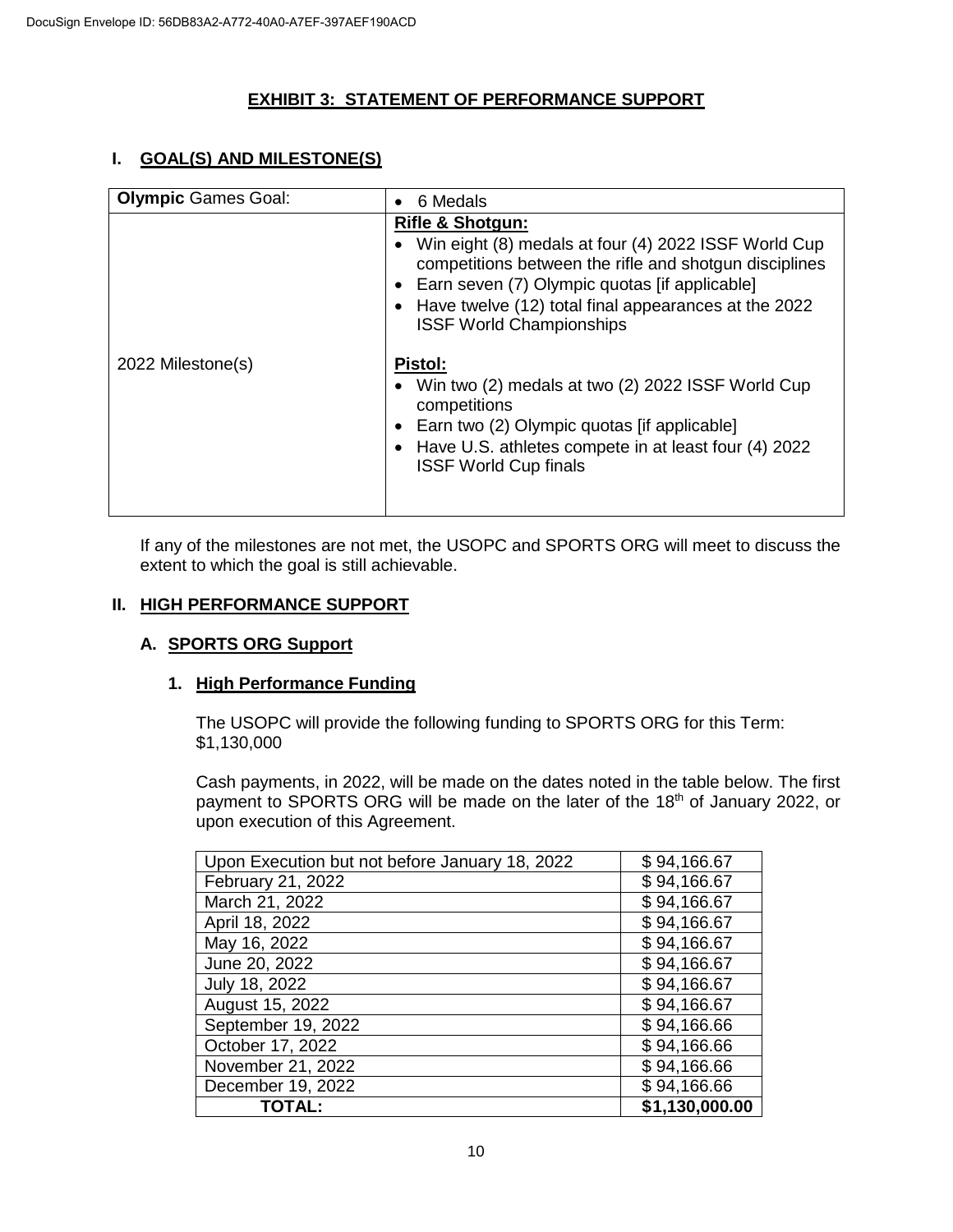# EXHIBIT 3: STATEMENT OF PERFORMANCE SUPPORT

## I. GOAL(S) AND MILESTONE(S)

| **Olympic** Games Goal: | • 6 Medals |
|---|---|
| 2022 Milestone(s) | **Rifle & Shotgun:**<br>• Win eight (8) medals at four (4) 2022 ISSF World Cup competitions between the rifle and shotgun disciplines<br>• Earn seven (7) Olympic quotas [if applicable]<br>• Have twelve (12) total final appearances at the 2022 ISSF World Championships<br><br>**Pistol:**<br>• Win two (2) medals at two (2) 2022 ISSF World Cup competitions<br>• Earn two (2) Olympic quotas [if applicable]<br>• Have U.S. athletes compete in at least four (4) 2022 ISSF World Cup finals |

If any of the milestones are not met, the USOPC and SPORTS ORG will meet to discuss the extent to which the goal is still achievable.

## II. HIGH PERFORMANCE SUPPORT

### A. SPORTS ORG Support

#### 1. High Performance Funding

The USOPC will provide the following funding to SPORTS ORG for this Term: $1,130,000

Cash payments, in 2022, will be made on the dates noted in the table below. The first payment to SPORTS ORG will be made on the later of the 18th of January 2022, or upon execution of this Agreement.

| Date | Amount |
|---|---|
| Upon Execution but not before January 18, 2022 | $ 94,166.67 |
| February 21, 2022 | $ 94,166.67 |
| March 21, 2022 | $ 94,166.67 |
| April 18, 2022 | $ 94,166.67 |
| May 16, 2022 | $ 94,166.67 |
| June 20, 2022 | $ 94,166.67 |
| July 18, 2022 | $ 94,166.67 |
| August 15, 2022 | $ 94,166.67 |
| September 19, 2022 | $ 94,166.66 |
| October 17, 2022 | $ 94,166.66 |
| November 21, 2022 | $ 94,166.66 |
| December 19, 2022 | $ 94,166.66 |
| **TOTAL:** | **$1,130,000.00** |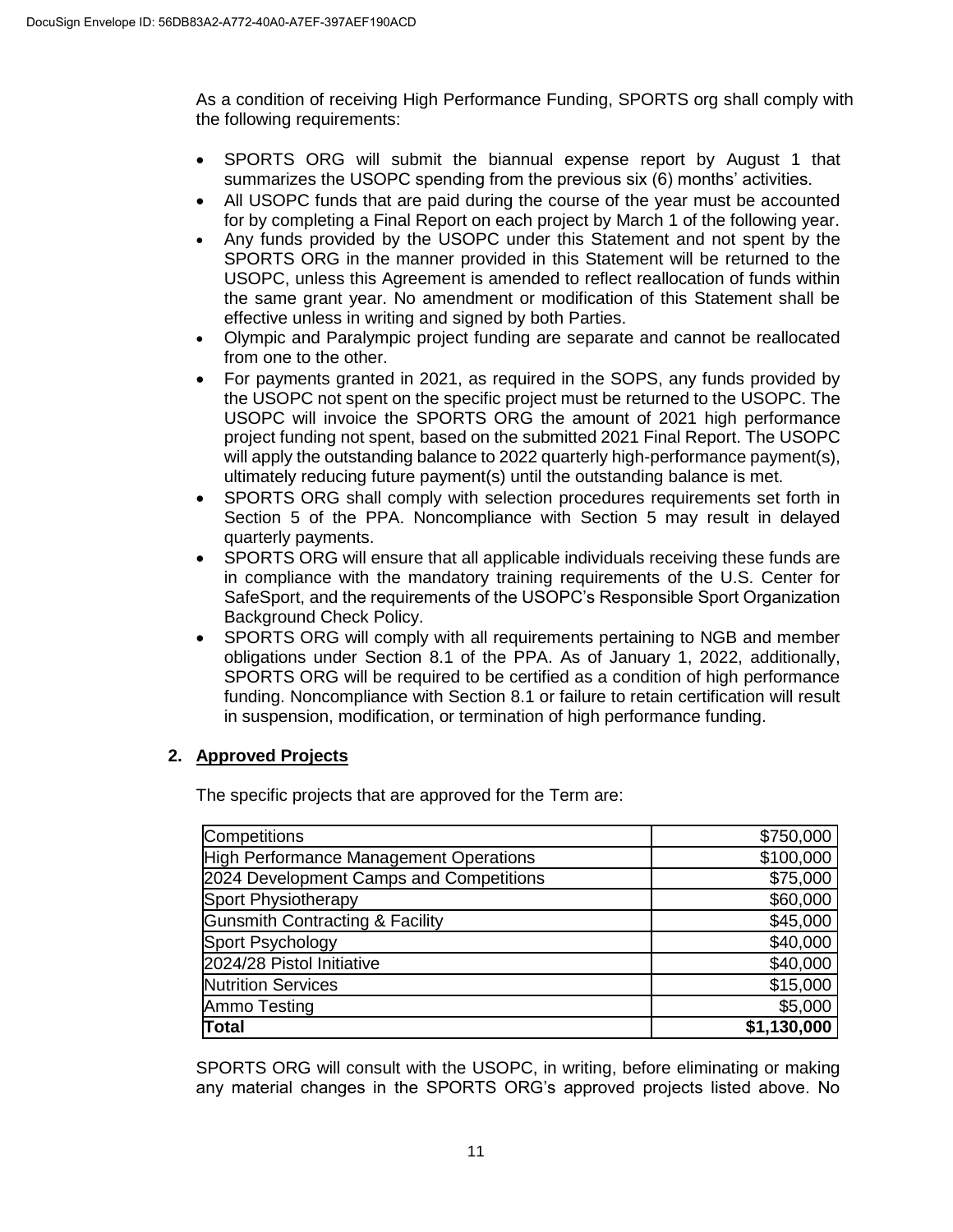As a condition of receiving High Performance Funding, SPORTS org shall comply with the following requirements:

- SPORTS ORG will submit the biannual expense report by August 1 that summarizes the USOPC spending from the previous six (6) months' activities.
- All USOPC funds that are paid during the course of the year must be accounted for by completing a Final Report on each project by March 1 of the following year.
- Any funds provided by the USOPC under this Statement and not spent by the SPORTS ORG in the manner provided in this Statement will be returned to the USOPC, unless this Agreement is amended to reflect reallocation of funds within the same grant year. No amendment or modification of this Statement shall be effective unless in writing and signed by both Parties.
- Olympic and Paralympic project funding are separate and cannot be reallocated from one to the other.
- For payments granted in 2021, as required in the SOPS, any funds provided by the USOPC not spent on the specific project must be returned to the USOPC. The USOPC will invoice the SPORTS ORG the amount of 2021 high performance project funding not spent, based on the submitted 2021 Final Report. The USOPC will apply the outstanding balance to 2022 quarterly high-performance payment(s), ultimately reducing future payment(s) until the outstanding balance is met.
- SPORTS ORG shall comply with selection procedures requirements set forth in Section 5 of the PPA. Noncompliance with Section 5 may result in delayed quarterly payments.
- SPORTS ORG will ensure that all applicable individuals receiving these funds are in compliance with the mandatory training requirements of the U.S. Center for SafeSport, and the requirements of the USOPC's Responsible Sport Organization Background Check Policy.
- SPORTS ORG will comply with all requirements pertaining to NGB and member obligations under Section 8.1 of the PPA. As of January 1, 2022, additionally, SPORTS ORG will be required to be certified as a condition of high performance funding. Noncompliance with Section 8.1 or failure to retain certification will result in suspension, modification, or termination of high performance funding.

## 2. Approved Projects

The specific projects that are approved for the Term are:

| Project | Amount |
|---|---:|
| Competitions | $750,000 |
| High Performance Management Operations | $100,000 |
| 2024 Development Camps and Competitions | $75,000 |
| Sport Physiotherapy | $60,000 |
| Gunsmith Contracting & Facility | $45,000 |
| Sport Psychology | $40,000 |
| 2024/28 Pistol Initiative | $40,000 |
| Nutrition Services | $15,000 |
| Ammo Testing | $5,000 |
| **Total** | **$1,130,000** |

SPORTS ORG will consult with the USOPC, in writing, before eliminating or making any material changes in the SPORTS ORG's approved projects listed above. No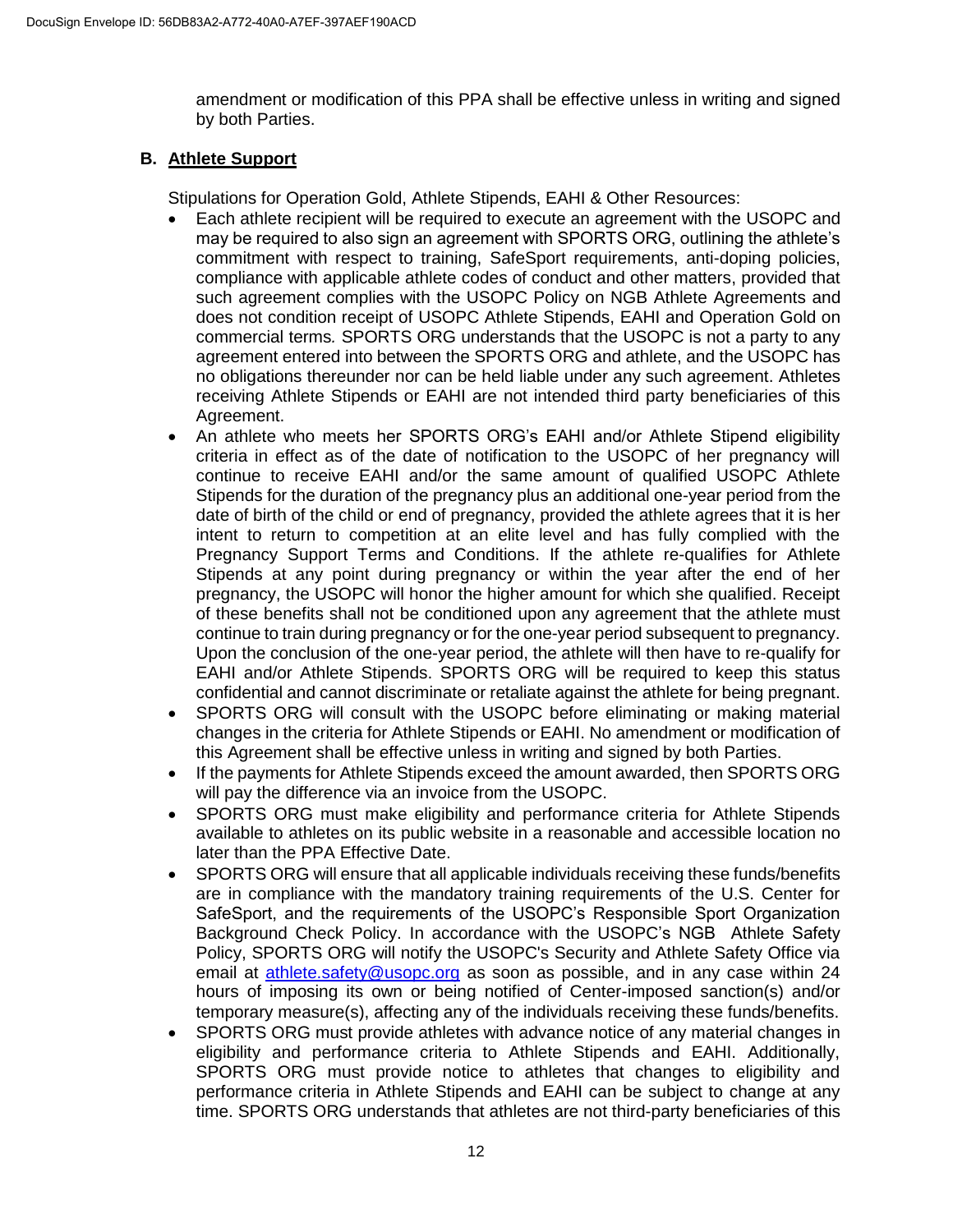amendment or modification of this PPA shall be effective unless in writing and signed by both Parties.

## B. Athlete Support

Stipulations for Operation Gold, Athlete Stipends, EAHI & Other Resources:

- Each athlete recipient will be required to execute an agreement with the USOPC and may be required to also sign an agreement with SPORTS ORG, outlining the athlete's commitment with respect to training, SafeSport requirements, anti-doping policies, compliance with applicable athlete codes of conduct and other matters, provided that such agreement complies with the USOPC Policy on NGB Athlete Agreements and does not condition receipt of USOPC Athlete Stipends, EAHI and Operation Gold on commercial terms. SPORTS ORG understands that the USOPC is not a party to any agreement entered into between the SPORTS ORG and athlete, and the USOPC has no obligations thereunder nor can be held liable under any such agreement. Athletes receiving Athlete Stipends or EAHI are not intended third party beneficiaries of this Agreement.
- An athlete who meets her SPORTS ORG's EAHI and/or Athlete Stipend eligibility criteria in effect as of the date of notification to the USOPC of her pregnancy will continue to receive EAHI and/or the same amount of qualified USOPC Athlete Stipends for the duration of the pregnancy plus an additional one-year period from the date of birth of the child or end of pregnancy, provided the athlete agrees that it is her intent to return to competition at an elite level and has fully complied with the Pregnancy Support Terms and Conditions. If the athlete re-qualifies for Athlete Stipends at any point during pregnancy or within the year after the end of her pregnancy, the USOPC will honor the higher amount for which she qualified. Receipt of these benefits shall not be conditioned upon any agreement that the athlete must continue to train during pregnancy or for the one-year period subsequent to pregnancy. Upon the conclusion of the one-year period, the athlete will then have to re-qualify for EAHI and/or Athlete Stipends. SPORTS ORG will be required to keep this status confidential and cannot discriminate or retaliate against the athlete for being pregnant.
- SPORTS ORG will consult with the USOPC before eliminating or making material changes in the criteria for Athlete Stipends or EAHI. No amendment or modification of this Agreement shall be effective unless in writing and signed by both Parties.
- If the payments for Athlete Stipends exceed the amount awarded, then SPORTS ORG will pay the difference via an invoice from the USOPC.
- SPORTS ORG must make eligibility and performance criteria for Athlete Stipends available to athletes on its public website in a reasonable and accessible location no later than the PPA Effective Date.
- SPORTS ORG will ensure that all applicable individuals receiving these funds/benefits are in compliance with the mandatory training requirements of the U.S. Center for SafeSport, and the requirements of the USOPC's Responsible Sport Organization Background Check Policy. In accordance with the USOPC's NGB Athlete Safety Policy, SPORTS ORG will notify the USOPC's Security and Athlete Safety Office via email at [athlete.safety@usopc.org](mailto:athlete.safety@usopc.org) as soon as possible, and in any case within 24 hours of imposing its own or being notified of Center-imposed sanction(s) and/or temporary measure(s), affecting any of the individuals receiving these funds/benefits.
- SPORTS ORG must provide athletes with advance notice of any material changes in eligibility and performance criteria to Athlete Stipends and EAHI. Additionally, SPORTS ORG must provide notice to athletes that changes to eligibility and performance criteria in Athlete Stipends and EAHI can be subject to change at any time. SPORTS ORG understands that athletes are not third-party beneficiaries of this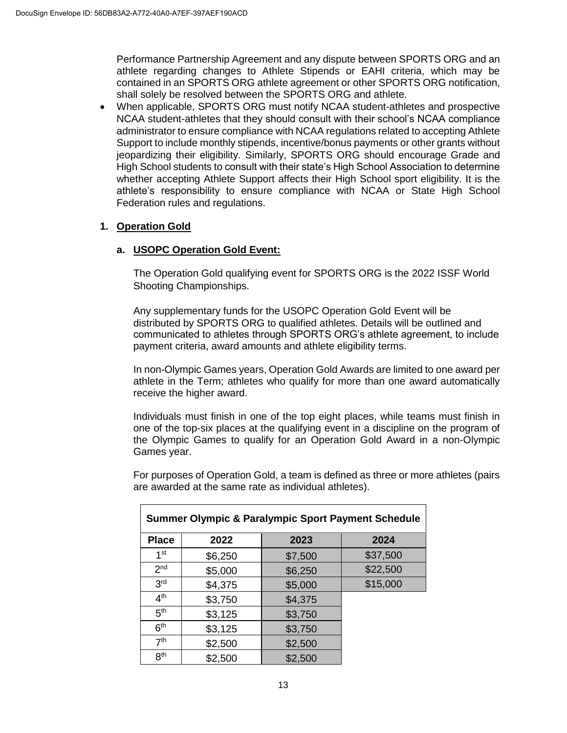Performance Partnership Agreement and any dispute between SPORTS ORG and an athlete regarding changes to Athlete Stipends or EAHI criteria, which may be contained in an SPORTS ORG athlete agreement or other SPORTS ORG notification, shall solely be resolved between the SPORTS ORG and athlete.

- When applicable, SPORTS ORG must notify NCAA student-athletes and prospective NCAA student-athletes that they should consult with their school's NCAA compliance administrator to ensure compliance with NCAA regulations related to accepting Athlete Support to include monthly stipends, incentive/bonus payments or other grants without jeopardizing their eligibility. Similarly, SPORTS ORG should encourage Grade and High School students to consult with their state's High School Association to determine whether accepting Athlete Support affects their High School sport eligibility. It is the athlete's responsibility to ensure compliance with NCAA or State High School Federation rules and regulations.

## 1. Operation Gold

### a. USOPC Operation Gold Event:

The Operation Gold qualifying event for SPORTS ORG is the 2022 ISSF World Shooting Championships.

Any supplementary funds for the USOPC Operation Gold Event will be distributed by SPORTS ORG to qualified athletes. Details will be outlined and communicated to athletes through SPORTS ORG's athlete agreement, to include payment criteria, award amounts and athlete eligibility terms.

In non-Olympic Games years, Operation Gold Awards are limited to one award per athlete in the Term; athletes who qualify for more than one award automatically receive the higher award.

Individuals must finish in one of the top eight places, while teams must finish in one of the top-six places at the qualifying event in a discipline on the program of the Olympic Games to qualify for an Operation Gold Award in a non-Olympic Games year.

For purposes of Operation Gold, a team is defined as three or more athletes (pairs are awarded at the same rate as individual athletes).

| Summer Olympic & Paralympic Sport Payment Schedule | | | |
|---|---|---|---|
| Place | 2022 | 2023 | 2024 |
| 1st | $6,250 | $7,500 | $37,500 |
| 2nd | $5,000 | $6,250 | $22,500 |
| 3rd | $4,375 | $5,000 | $15,000 |
| 4th | $3,750 | $4,375 | |
| 5th | $3,125 | $3,750 | |
| 6th | $3,125 | $3,750 | |
| 7th | $2,500 | $2,500 | |
| 8th | $2,500 | $2,500 | |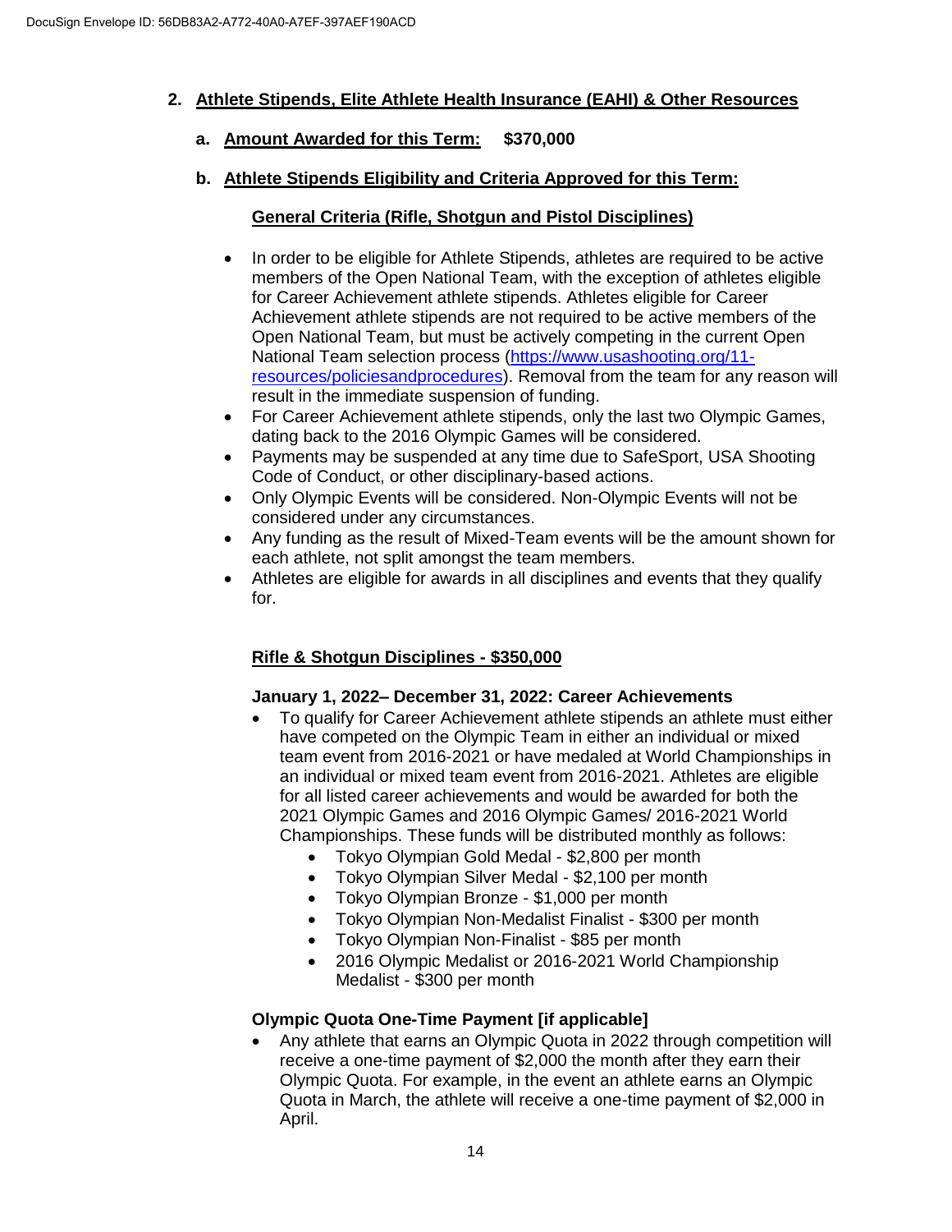## 2. Athlete Stipends, Elite Athlete Health Insurance (EAHI) & Other Resources

### a. Amount Awarded for this Term: $370,000

### b. Athlete Stipends Eligibility and Criteria Approved for this Term:

**General Criteria (Rifle, Shotgun and Pistol Disciplines)**

- In order to be eligible for Athlete Stipends, athletes are required to be active members of the Open National Team, with the exception of athletes eligible for Career Achievement athlete stipends. Athletes eligible for Career Achievement athlete stipends are not required to be active members of the Open National Team, but must be actively competing in the current Open National Team selection process ([https://www.usashooting.org/11-resources/policiesandprocedures](https://www.usashooting.org/11-resources/policiesandprocedures)). Removal from the team for any reason will result in the immediate suspension of funding.
- For Career Achievement athlete stipends, only the last two Olympic Games, dating back to the 2016 Olympic Games will be considered.
- Payments may be suspended at any time due to SafeSport, USA Shooting Code of Conduct, or other disciplinary-based actions.
- Only Olympic Events will be considered. Non-Olympic Events will not be considered under any circumstances.
- Any funding as the result of Mixed-Team events will be the amount shown for each athlete, not split amongst the team members.
- Athletes are eligible for awards in all disciplines and events that they qualify for.

**Rifle & Shotgun Disciplines - $350,000**

**January 1, 2022– December 31, 2022: Career Achievements**

- To qualify for Career Achievement athlete stipends an athlete must either have competed on the Olympic Team in either an individual or mixed team event from 2016-2021 or have medaled at World Championships in an individual or mixed team event from 2016-2021. Athletes are eligible for all listed career achievements and would be awarded for both the 2021 Olympic Games and 2016 Olympic Games/ 2016-2021 World Championships. These funds will be distributed monthly as follows:
  - Tokyo Olympian Gold Medal - $2,800 per month
  - Tokyo Olympian Silver Medal - $2,100 per month
  - Tokyo Olympian Bronze - $1,000 per month
  - Tokyo Olympian Non-Medalist Finalist - $300 per month
  - Tokyo Olympian Non-Finalist - $85 per month
  - 2016 Olympic Medalist or 2016-2021 World Championship Medalist - $300 per month

**Olympic Quota One-Time Payment [if applicable]**

- Any athlete that earns an Olympic Quota in 2022 through competition will receive a one-time payment of $2,000 the month after they earn their Olympic Quota. For example, in the event an athlete earns an Olympic Quota in March, the athlete will receive a one-time payment of $2,000 in April.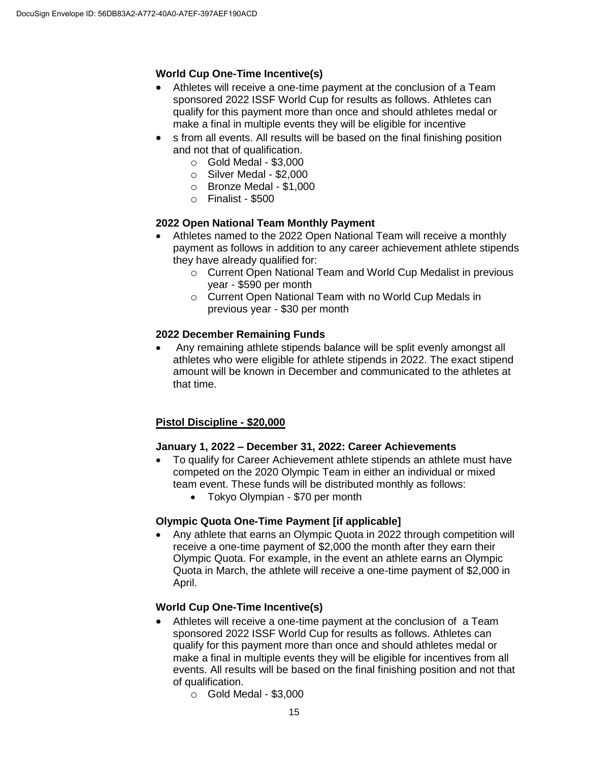### World Cup One-Time Incentive(s)

- Athletes will receive a one-time payment at the conclusion of a Team sponsored 2022 ISSF World Cup for results as follows. Athletes can qualify for this payment more than once and should athletes medal or make a final in multiple events they will be eligible for incentive
- s from all events. All results will be based on the final finishing position and not that of qualification.
  - Gold Medal - $3,000
  - Silver Medal - $2,000
  - Bronze Medal - $1,000
  - Finalist - $500

### 2022 Open National Team Monthly Payment

- Athletes named to the 2022 Open National Team will receive a monthly payment as follows in addition to any career achievement athlete stipends they have already qualified for:
  - Current Open National Team and World Cup Medalist in previous year - $590 per month
  - Current Open National Team with no World Cup Medals in previous year - $30 per month

### 2022 December Remaining Funds

- Any remaining athlete stipends balance will be split evenly amongst all athletes who were eligible for athlete stipends in 2022. The exact stipend amount will be known in December and communicated to the athletes at that time.

## Pistol Discipline - $20,000

### January 1, 2022 – December 31, 2022: Career Achievements

- To qualify for Career Achievement athlete stipends an athlete must have competed on the 2020 Olympic Team in either an individual or mixed team event. These funds will be distributed monthly as follows:
  - Tokyo Olympian - $70 per month

### Olympic Quota One-Time Payment [if applicable]

- Any athlete that earns an Olympic Quota in 2022 through competition will receive a one-time payment of $2,000 the month after they earn their Olympic Quota. For example, in the event an athlete earns an Olympic Quota in March, the athlete will receive a one-time payment of $2,000 in April.

### World Cup One-Time Incentive(s)

- Athletes will receive a one-time payment at the conclusion of a Team sponsored 2022 ISSF World Cup for results as follows. Athletes can qualify for this payment more than once and should athletes medal or make a final in multiple events they will be eligible for incentives from all events. All results will be based on the final finishing position and not that of qualification.
  - Gold Medal - $3,000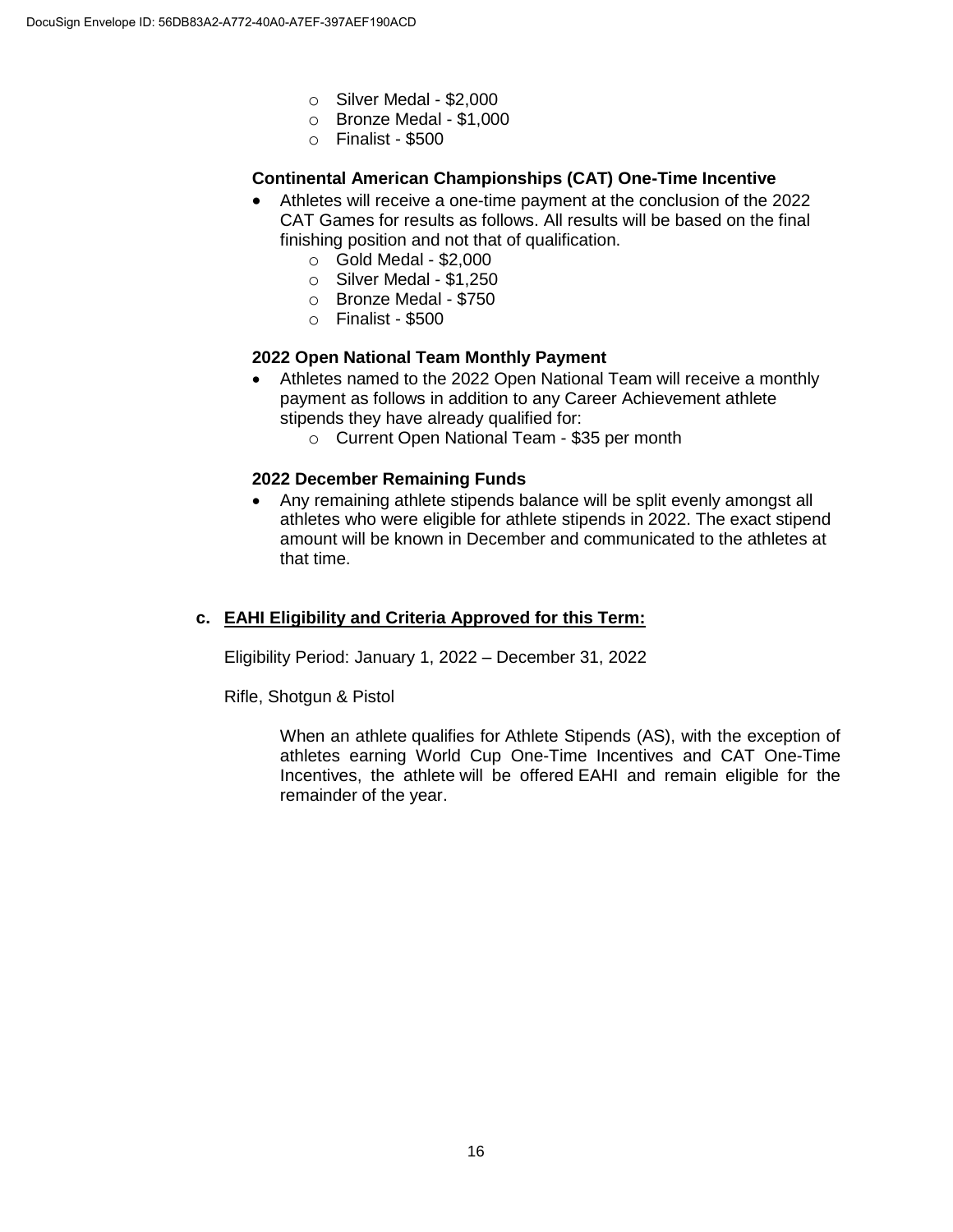- Silver Medal - $2,000
- Bronze Medal - $1,000
- Finalist - $500

**Continental American Championships (CAT) One-Time Incentive**

- Athletes will receive a one-time payment at the conclusion of the 2022 CAT Games for results as follows. All results will be based on the final finishing position and not that of qualification.
  - Gold Medal - $2,000
  - Silver Medal - $1,250
  - Bronze Medal - $750
  - Finalist - $500

**2022 Open National Team Monthly Payment**

- Athletes named to the 2022 Open National Team will receive a monthly payment as follows in addition to any Career Achievement athlete stipends they have already qualified for:
  - Current Open National Team - $35 per month

**2022 December Remaining Funds**

- Any remaining athlete stipends balance will be split evenly amongst all athletes who were eligible for athlete stipends in 2022. The exact stipend amount will be known in December and communicated to the athletes at that time.

**c. EAHI Eligibility and Criteria Approved for this Term:**

Eligibility Period: January 1, 2022 – December 31, 2022

Rifle, Shotgun & Pistol

When an athlete qualifies for Athlete Stipends (AS), with the exception of athletes earning World Cup One-Time Incentives and CAT One-Time Incentives, the athlete will be offered EAHI and remain eligible for the remainder of the year.